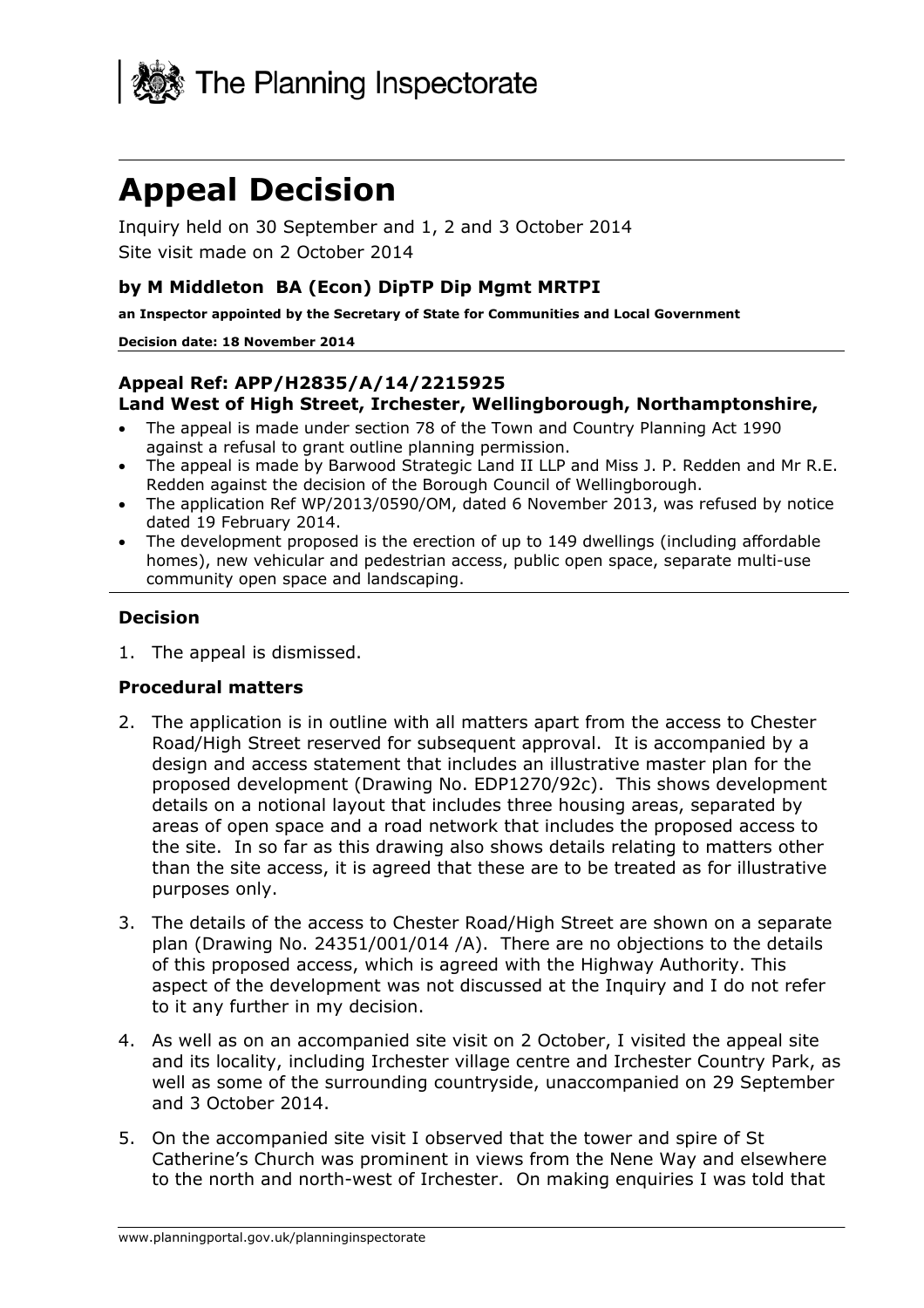The Planning Inspectorate

# Appeal Decision

Inquiry held on 30 September and 1, 2 and 3 October 2014

Site visit made on 2 October 2014

### by M Middleton BA (Econ) DipTP Dip Mgmt MRTPI

**an Inspector appointed by the Secretary of State for Communities and Local Government**

**Decision date: 18 November 2014**

### Appeal Ref: APP/H2835/A/14/2215925
### Land West of High Street, Irchester, Wellingborough, Northamptonshire,

- The appeal is made under section 78 of the Town and Country Planning Act 1990 against a refusal to grant outline planning permission.
- The appeal is made by Barwood Strategic Land II LLP and Miss J. P. Redden and Mr R.E. Redden against the decision of the Borough Council of Wellingborough.
- The application Ref WP/2013/0590/OM, dated 6 November 2013, was refused by notice dated 19 February 2014.
- The development proposed is the erection of up to 149 dwellings (including affordable homes), new vehicular and pedestrian access, public open space, separate multi-use community open space and landscaping.

### Decision

1. The appeal is dismissed.

### Procedural matters

2. The application is in outline with all matters apart from the access to Chester Road/High Street reserved for subsequent approval. It is accompanied by a design and access statement that includes an illustrative master plan for the proposed development (Drawing No. EDP1270/92c). This shows development details on a notional layout that includes three housing areas, separated by areas of open space and a road network that includes the proposed access to the site. In so far as this drawing also shows details relating to matters other than the site access, it is agreed that these are to be treated as for illustrative purposes only.

3. The details of the access to Chester Road/High Street are shown on a separate plan (Drawing No. 24351/001/014 /A). There are no objections to the details of this proposed access, which is agreed with the Highway Authority. This aspect of the development was not discussed at the Inquiry and I do not refer to it any further in my decision.

4. As well as on an accompanied site visit on 2 October, I visited the appeal site and its locality, including Irchester village centre and Irchester Country Park, as well as some of the surrounding countryside, unaccompanied on 29 September and 3 October 2014.

5. On the accompanied site visit I observed that the tower and spire of St Catherine's Church was prominent in views from the Nene Way and elsewhere to the north and north-west of Irchester. On making enquiries I was told that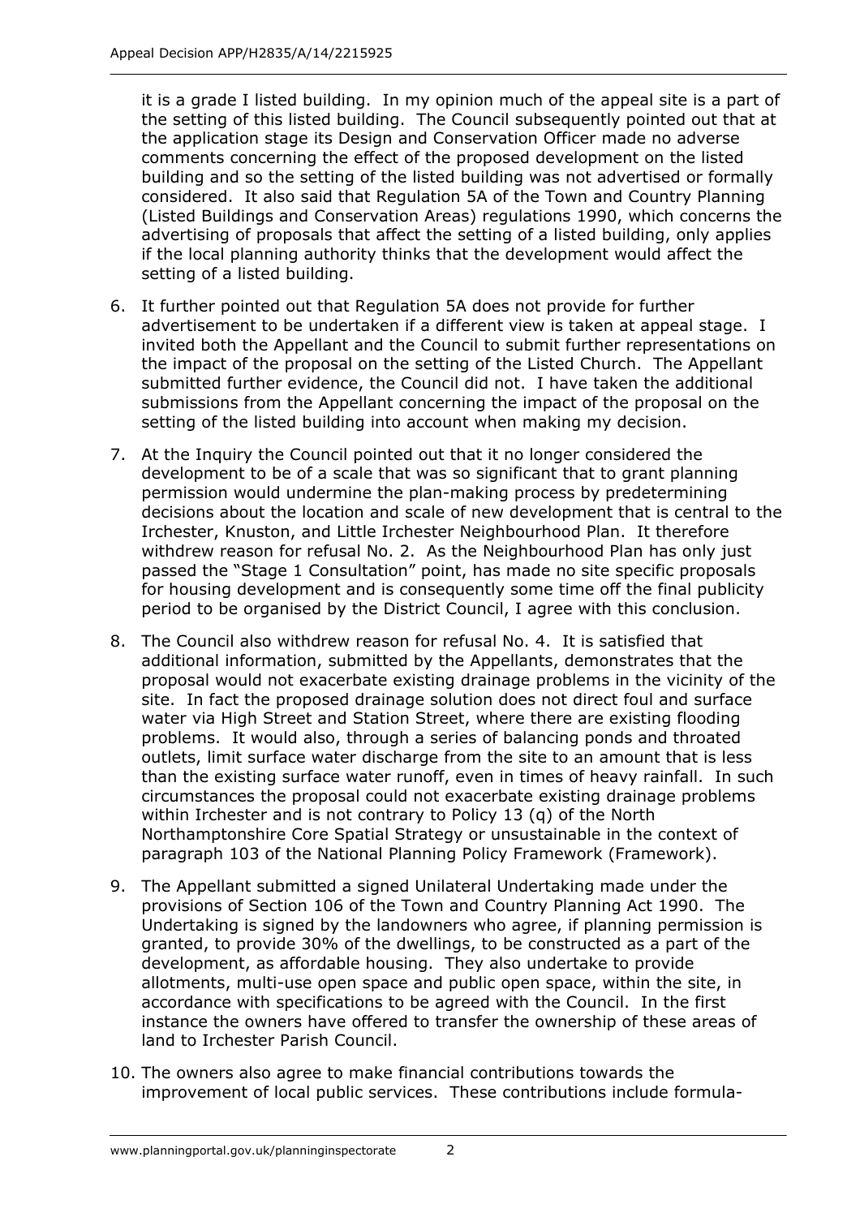it is a grade I listed building. In my opinion much of the appeal site is a part of the setting of this listed building. The Council subsequently pointed out that at the application stage its Design and Conservation Officer made no adverse comments concerning the effect of the proposed development on the listed building and so the setting of the listed building was not advertised or formally considered. It also said that Regulation 5A of the Town and Country Planning (Listed Buildings and Conservation Areas) regulations 1990, which concerns the advertising of proposals that affect the setting of a listed building, only applies if the local planning authority thinks that the development would affect the setting of a listed building.

6. It further pointed out that Regulation 5A does not provide for further advertisement to be undertaken if a different view is taken at appeal stage. I invited both the Appellant and the Council to submit further representations on the impact of the proposal on the setting of the Listed Church. The Appellant submitted further evidence, the Council did not. I have taken the additional submissions from the Appellant concerning the impact of the proposal on the setting of the listed building into account when making my decision.

7. At the Inquiry the Council pointed out that it no longer considered the development to be of a scale that was so significant that to grant planning permission would undermine the plan-making process by predetermining decisions about the location and scale of new development that is central to the Irchester, Knuston, and Little Irchester Neighbourhood Plan. It therefore withdrew reason for refusal No. 2. As the Neighbourhood Plan has only just passed the "Stage 1 Consultation" point, has made no site specific proposals for housing development and is consequently some time off the final publicity period to be organised by the District Council, I agree with this conclusion.

8. The Council also withdrew reason for refusal No. 4. It is satisfied that additional information, submitted by the Appellants, demonstrates that the proposal would not exacerbate existing drainage problems in the vicinity of the site. In fact the proposed drainage solution does not direct foul and surface water via High Street and Station Street, where there are existing flooding problems. It would also, through a series of balancing ponds and throated outlets, limit surface water discharge from the site to an amount that is less than the existing surface water runoff, even in times of heavy rainfall. In such circumstances the proposal could not exacerbate existing drainage problems within Irchester and is not contrary to Policy 13 (q) of the North Northamptonshire Core Spatial Strategy or unsustainable in the context of paragraph 103 of the National Planning Policy Framework (Framework).

9. The Appellant submitted a signed Unilateral Undertaking made under the provisions of Section 106 of the Town and Country Planning Act 1990. The Undertaking is signed by the landowners who agree, if planning permission is granted, to provide 30% of the dwellings, to be constructed as a part of the development, as affordable housing. They also undertake to provide allotments, multi-use open space and public open space, within the site, in accordance with specifications to be agreed with the Council. In the first instance the owners have offered to transfer the ownership of these areas of land to Irchester Parish Council.

10. The owners also agree to make financial contributions towards the improvement of local public services. These contributions include formula-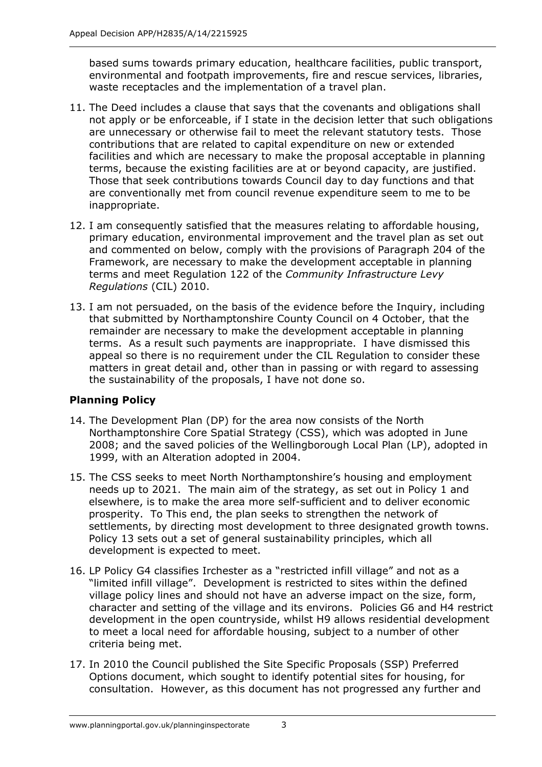based sums towards primary education, healthcare facilities, public transport, environmental and footpath improvements, fire and rescue services, libraries, waste receptacles and the implementation of a travel plan.

11. The Deed includes a clause that says that the covenants and obligations shall not apply or be enforceable, if I state in the decision letter that such obligations are unnecessary or otherwise fail to meet the relevant statutory tests. Those contributions that are related to capital expenditure on new or extended facilities and which are necessary to make the proposal acceptable in planning terms, because the existing facilities are at or beyond capacity, are justified. Those that seek contributions towards Council day to day functions and that are conventionally met from council revenue expenditure seem to me to be inappropriate.

12. I am consequently satisfied that the measures relating to affordable housing, primary education, environmental improvement and the travel plan as set out and commented on below, comply with the provisions of Paragraph 204 of the Framework, are necessary to make the development acceptable in planning terms and meet Regulation 122 of the *Community Infrastructure Levy Regulations* (CIL) 2010.

13. I am not persuaded, on the basis of the evidence before the Inquiry, including that submitted by Northamptonshire County Council on 4 October, that the remainder are necessary to make the development acceptable in planning terms. As a result such payments are inappropriate. I have dismissed this appeal so there is no requirement under the CIL Regulation to consider these matters in great detail and, other than in passing or with regard to assessing the sustainability of the proposals, I have not done so.

## Planning Policy

14. The Development Plan (DP) for the area now consists of the North Northamptonshire Core Spatial Strategy (CSS), which was adopted in June 2008; and the saved policies of the Wellingborough Local Plan (LP), adopted in 1999, with an Alteration adopted in 2004.

15. The CSS seeks to meet North Northamptonshire's housing and employment needs up to 2021. The main aim of the strategy, as set out in Policy 1 and elsewhere, is to make the area more self-sufficient and to deliver economic prosperity. To This end, the plan seeks to strengthen the network of settlements, by directing most development to three designated growth towns. Policy 13 sets out a set of general sustainability principles, which all development is expected to meet.

16. LP Policy G4 classifies Irchester as a "restricted infill village" and not as a "limited infill village". Development is restricted to sites within the defined village policy lines and should not have an adverse impact on the size, form, character and setting of the village and its environs. Policies G6 and H4 restrict development in the open countryside, whilst H9 allows residential development to meet a local need for affordable housing, subject to a number of other criteria being met.

17. In 2010 the Council published the Site Specific Proposals (SSP) Preferred Options document, which sought to identify potential sites for housing, for consultation. However, as this document has not progressed any further and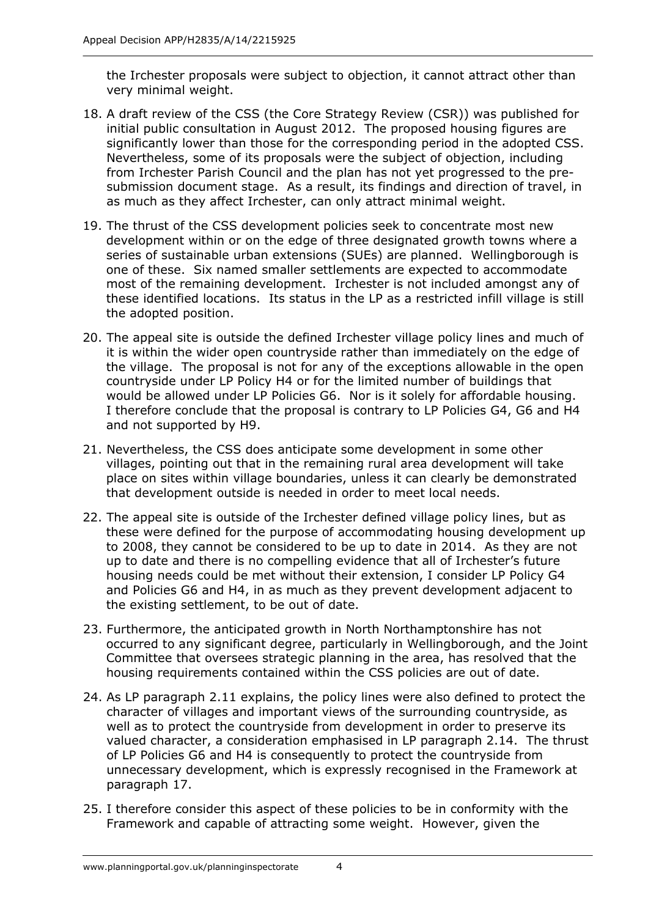the Irchester proposals were subject to objection, it cannot attract other than very minimal weight.

18. A draft review of the CSS (the Core Strategy Review (CSR)) was published for initial public consultation in August 2012. The proposed housing figures are significantly lower than those for the corresponding period in the adopted CSS. Nevertheless, some of its proposals were the subject of objection, including from Irchester Parish Council and the plan has not yet progressed to the pre-submission document stage. As a result, its findings and direction of travel, in as much as they affect Irchester, can only attract minimal weight.

19. The thrust of the CSS development policies seek to concentrate most new development within or on the edge of three designated growth towns where a series of sustainable urban extensions (SUEs) are planned. Wellingborough is one of these. Six named smaller settlements are expected to accommodate most of the remaining development. Irchester is not included amongst any of these identified locations. Its status in the LP as a restricted infill village is still the adopted position.

20. The appeal site is outside the defined Irchester village policy lines and much of it is within the wider open countryside rather than immediately on the edge of the village. The proposal is not for any of the exceptions allowable in the open countryside under LP Policy H4 or for the limited number of buildings that would be allowed under LP Policies G6. Nor is it solely for affordable housing. I therefore conclude that the proposal is contrary to LP Policies G4, G6 and H4 and not supported by H9.

21. Nevertheless, the CSS does anticipate some development in some other villages, pointing out that in the remaining rural area development will take place on sites within village boundaries, unless it can clearly be demonstrated that development outside is needed in order to meet local needs.

22. The appeal site is outside of the Irchester defined village policy lines, but as these were defined for the purpose of accommodating housing development up to 2008, they cannot be considered to be up to date in 2014. As they are not up to date and there is no compelling evidence that all of Irchester's future housing needs could be met without their extension, I consider LP Policy G4 and Policies G6 and H4, in as much as they prevent development adjacent to the existing settlement, to be out of date.

23. Furthermore, the anticipated growth in North Northamptonshire has not occurred to any significant degree, particularly in Wellingborough, and the Joint Committee that oversees strategic planning in the area, has resolved that the housing requirements contained within the CSS policies are out of date.

24. As LP paragraph 2.11 explains, the policy lines were also defined to protect the character of villages and important views of the surrounding countryside, as well as to protect the countryside from development in order to preserve its valued character, a consideration emphasised in LP paragraph 2.14. The thrust of LP Policies G6 and H4 is consequently to protect the countryside from unnecessary development, which is expressly recognised in the Framework at paragraph 17.

25. I therefore consider this aspect of these policies to be in conformity with the Framework and capable of attracting some weight. However, given the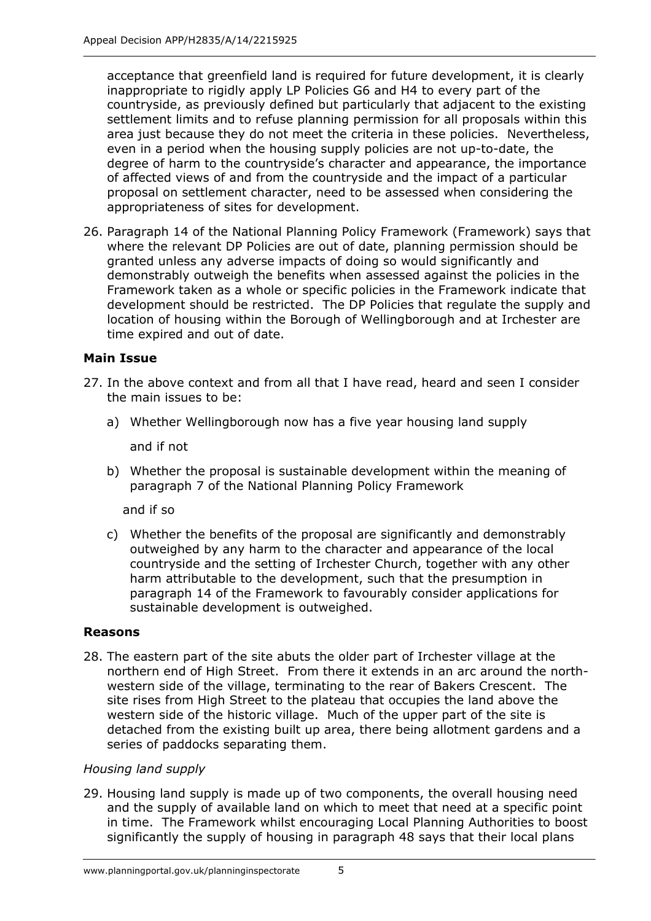acceptance that greenfield land is required for future development, it is clearly inappropriate to rigidly apply LP Policies G6 and H4 to every part of the countryside, as previously defined but particularly that adjacent to the existing settlement limits and to refuse planning permission for all proposals within this area just because they do not meet the criteria in these policies. Nevertheless, even in a period when the housing supply policies are not up-to-date, the degree of harm to the countryside's character and appearance, the importance of affected views of and from the countryside and the impact of a particular proposal on settlement character, need to be assessed when considering the appropriateness of sites for development.

26. Paragraph 14 of the National Planning Policy Framework (Framework) says that where the relevant DP Policies are out of date, planning permission should be granted unless any adverse impacts of doing so would significantly and demonstrably outweigh the benefits when assessed against the policies in the Framework taken as a whole or specific policies in the Framework indicate that development should be restricted. The DP Policies that regulate the supply and location of housing within the Borough of Wellingborough and at Irchester are time expired and out of date.

## Main Issue

27. In the above context and from all that I have read, heard and seen I consider the main issues to be:

    a) Whether Wellingborough now has a five year housing land supply

       and if not

    b) Whether the proposal is sustainable development within the meaning of paragraph 7 of the National Planning Policy Framework

       and if so

    c) Whether the benefits of the proposal are significantly and demonstrably outweighed by any harm to the character and appearance of the local countryside and the setting of Irchester Church, together with any other harm attributable to the development, such that the presumption in paragraph 14 of the Framework to favourably consider applications for sustainable development is outweighed.

## Reasons

28. The eastern part of the site abuts the older part of Irchester village at the northern end of High Street. From there it extends in an arc around the north-western side of the village, terminating to the rear of Bakers Crescent. The site rises from High Street to the plateau that occupies the land above the western side of the historic village. Much of the upper part of the site is detached from the existing built up area, there being allotment gardens and a series of paddocks separating them.

*Housing land supply*

29. Housing land supply is made up of two components, the overall housing need and the supply of available land on which to meet that need at a specific point in time. The Framework whilst encouraging Local Planning Authorities to boost significantly the supply of housing in paragraph 48 says that their local plans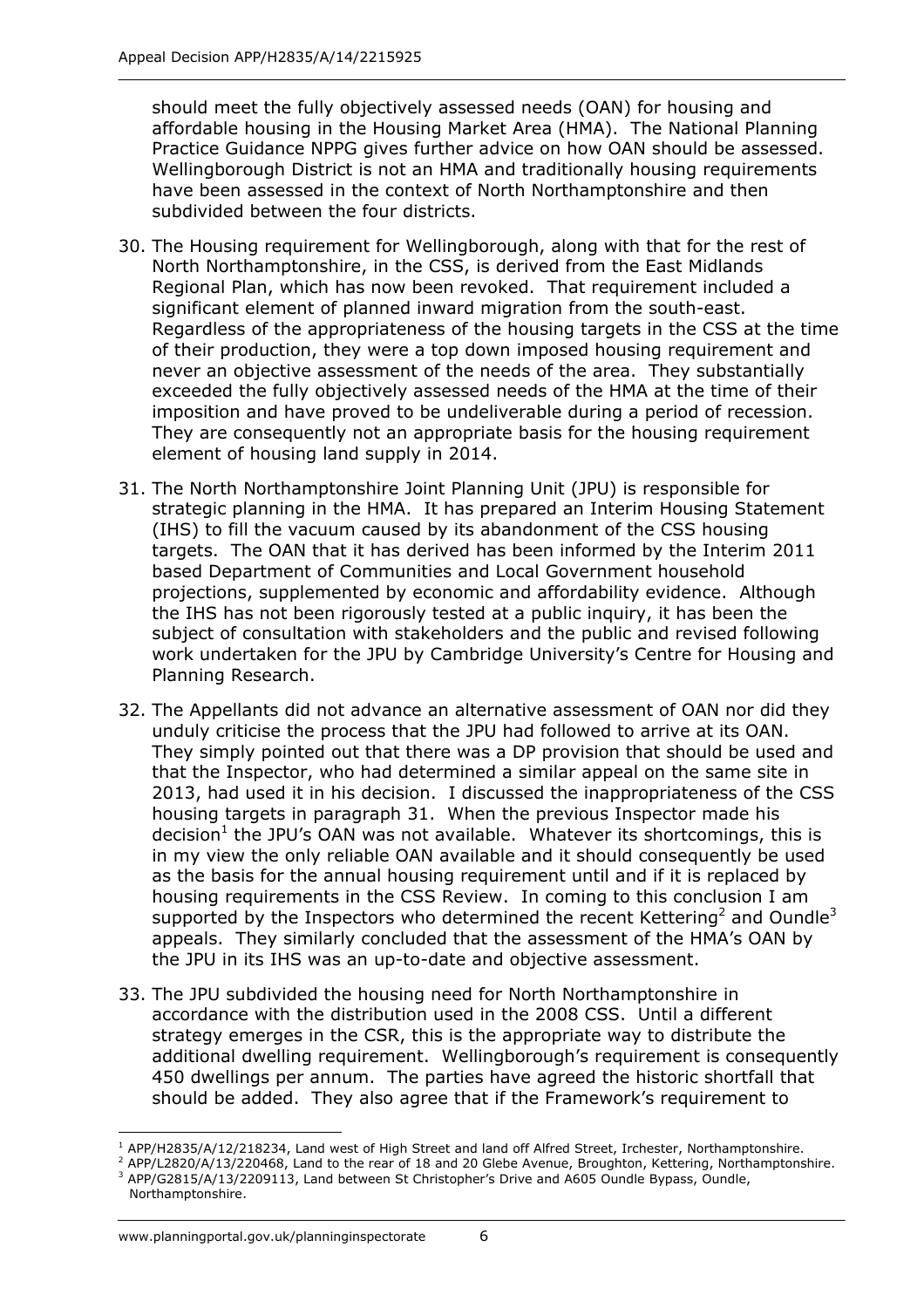should meet the fully objectively assessed needs (OAN) for housing and affordable housing in the Housing Market Area (HMA). The National Planning Practice Guidance NPPG gives further advice on how OAN should be assessed. Wellingborough District is not an HMA and traditionally housing requirements have been assessed in the context of North Northamptonshire and then subdivided between the four districts.

30. The Housing requirement for Wellingborough, along with that for the rest of North Northamptonshire, in the CSS, is derived from the East Midlands Regional Plan, which has now been revoked. That requirement included a significant element of planned inward migration from the south-east. Regardless of the appropriateness of the housing targets in the CSS at the time of their production, they were a top down imposed housing requirement and never an objective assessment of the needs of the area. They substantially exceeded the fully objectively assessed needs of the HMA at the time of their imposition and have proved to be undeliverable during a period of recession. They are consequently not an appropriate basis for the housing requirement element of housing land supply in 2014.

31. The North Northamptonshire Joint Planning Unit (JPU) is responsible for strategic planning in the HMA. It has prepared an Interim Housing Statement (IHS) to fill the vacuum caused by its abandonment of the CSS housing targets. The OAN that it has derived has been informed by the Interim 2011 based Department of Communities and Local Government household projections, supplemented by economic and affordability evidence. Although the IHS has not been rigorously tested at a public inquiry, it has been the subject of consultation with stakeholders and the public and revised following work undertaken for the JPU by Cambridge University's Centre for Housing and Planning Research.

32. The Appellants did not advance an alternative assessment of OAN nor did they unduly criticise the process that the JPU had followed to arrive at its OAN. They simply pointed out that there was a DP provision that should be used and that the Inspector, who had determined a similar appeal on the same site in 2013, had used it in his decision. I discussed the inappropriateness of the CSS housing targets in paragraph 31. When the previous Inspector made his decision[1] the JPU's OAN was not available. Whatever its shortcomings, this is in my view the only reliable OAN available and it should consequently be used as the basis for the annual housing requirement until and if it is replaced by housing requirements in the CSS Review. In coming to this conclusion I am supported by the Inspectors who determined the recent Kettering[2] and Oundle[3] appeals. They similarly concluded that the assessment of the HMA's OAN by the JPU in its IHS was an up-to-date and objective assessment.

33. The JPU subdivided the housing need for North Northamptonshire in accordance with the distribution used in the 2008 CSS. Until a different strategy emerges in the CSR, this is the appropriate way to distribute the additional dwelling requirement. Wellingborough's requirement is consequently 450 dwellings per annum. The parties have agreed the historic shortfall that should be added. They also agree that if the Framework's requirement to

---

[1] APP/H2835/A/12/218234, Land west of High Street and land off Alfred Street, Irchester, Northamptonshire.

[2] APP/L2820/A/13/220468, Land to the rear of 18 and 20 Glebe Avenue, Broughton, Kettering, Northamptonshire.

[3] APP/G2815/A/13/2209113, Land between St Christopher's Drive and A605 Oundle Bypass, Oundle, Northamptonshire.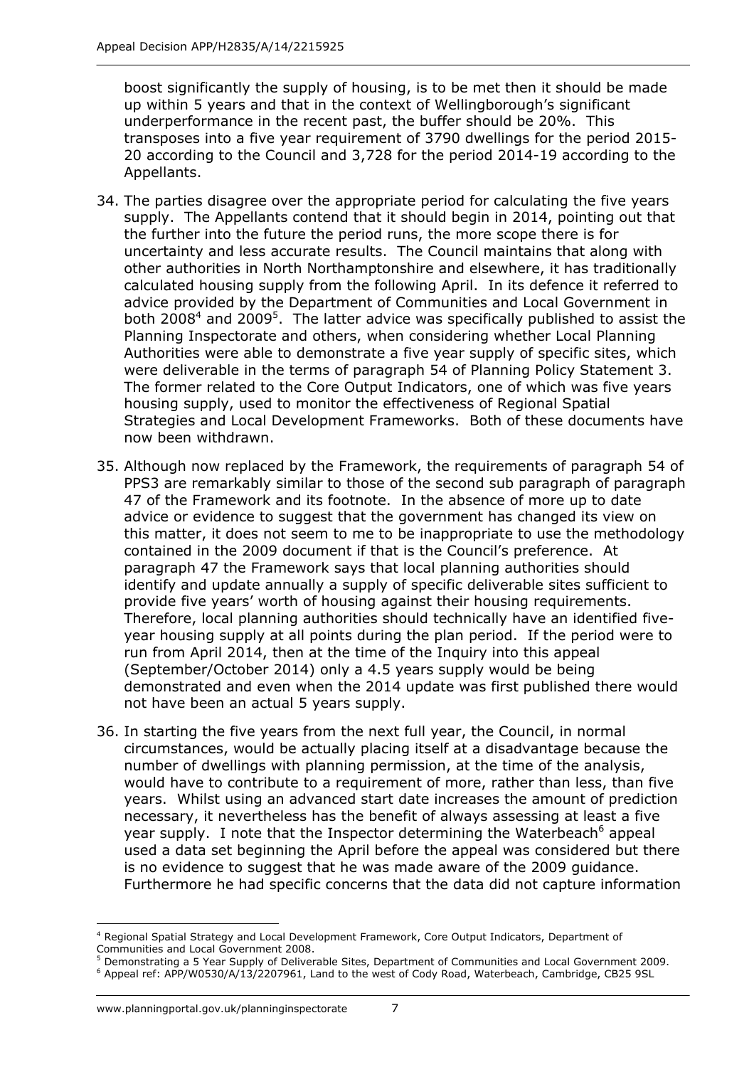boost significantly the supply of housing, is to be met then it should be made up within 5 years and that in the context of Wellingborough's significant underperformance in the recent past, the buffer should be 20%. This transposes into a five year requirement of 3790 dwellings for the period 2015-20 according to the Council and 3,728 for the period 2014-19 according to the Appellants.

34. The parties disagree over the appropriate period for calculating the five years supply. The Appellants contend that it should begin in 2014, pointing out that the further into the future the period runs, the more scope there is for uncertainty and less accurate results. The Council maintains that along with other authorities in North Northamptonshire and elsewhere, it has traditionally calculated housing supply from the following April. In its defence it referred to advice provided by the Department of Communities and Local Government in both 2008[4] and 2009[5]. The latter advice was specifically published to assist the Planning Inspectorate and others, when considering whether Local Planning Authorities were able to demonstrate a five year supply of specific sites, which were deliverable in the terms of paragraph 54 of Planning Policy Statement 3. The former related to the Core Output Indicators, one of which was five years housing supply, used to monitor the effectiveness of Regional Spatial Strategies and Local Development Frameworks. Both of these documents have now been withdrawn.

35. Although now replaced by the Framework, the requirements of paragraph 54 of PPS3 are remarkably similar to those of the second sub paragraph of paragraph 47 of the Framework and its footnote. In the absence of more up to date advice or evidence to suggest that the government has changed its view on this matter, it does not seem to me to be inappropriate to use the methodology contained in the 2009 document if that is the Council's preference. At paragraph 47 the Framework says that local planning authorities should identify and update annually a supply of specific deliverable sites sufficient to provide five years' worth of housing against their housing requirements. Therefore, local planning authorities should technically have an identified five-year housing supply at all points during the plan period. If the period were to run from April 2014, then at the time of the Inquiry into this appeal (September/October 2014) only a 4.5 years supply would be being demonstrated and even when the 2014 update was first published there would not have been an actual 5 years supply.

36. In starting the five years from the next full year, the Council, in normal circumstances, would be actually placing itself at a disadvantage because the number of dwellings with planning permission, at the time of the analysis, would have to contribute to a requirement of more, rather than less, than five years. Whilst using an advanced start date increases the amount of prediction necessary, it nevertheless has the benefit of always assessing at least a five year supply. I note that the Inspector determining the Waterbeach[6] appeal used a data set beginning the April before the appeal was considered but there is no evidence to suggest that he was made aware of the 2009 guidance. Furthermore he had specific concerns that the data did not capture information

---

[4] Regional Spatial Strategy and Local Development Framework, Core Output Indicators, Department of Communities and Local Government 2008.

[5] Demonstrating a 5 Year Supply of Deliverable Sites, Department of Communities and Local Government 2009.

[6] Appeal ref: APP/W0530/A/13/2207961, Land to the west of Cody Road, Waterbeach, Cambridge, CB25 9SL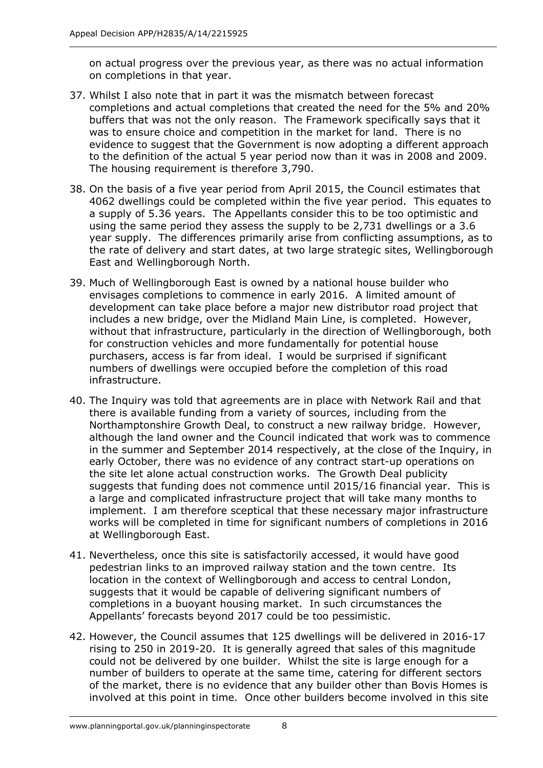on actual progress over the previous year, as there was no actual information on completions in that year.

37. Whilst I also note that in part it was the mismatch between forecast completions and actual completions that created the need for the 5% and 20% buffers that was not the only reason. The Framework specifically says that it was to ensure choice and competition in the market for land. There is no evidence to suggest that the Government is now adopting a different approach to the definition of the actual 5 year period now than it was in 2008 and 2009. The housing requirement is therefore 3,790.

38. On the basis of a five year period from April 2015, the Council estimates that 4062 dwellings could be completed within the five year period. This equates to a supply of 5.36 years. The Appellants consider this to be too optimistic and using the same period they assess the supply to be 2,731 dwellings or a 3.6 year supply. The differences primarily arise from conflicting assumptions, as to the rate of delivery and start dates, at two large strategic sites, Wellingborough East and Wellingborough North.

39. Much of Wellingborough East is owned by a national house builder who envisages completions to commence in early 2016. A limited amount of development can take place before a major new distributor road project that includes a new bridge, over the Midland Main Line, is completed. However, without that infrastructure, particularly in the direction of Wellingborough, both for construction vehicles and more fundamentally for potential house purchasers, access is far from ideal. I would be surprised if significant numbers of dwellings were occupied before the completion of this road infrastructure.

40. The Inquiry was told that agreements are in place with Network Rail and that there is available funding from a variety of sources, including from the Northamptonshire Growth Deal, to construct a new railway bridge. However, although the land owner and the Council indicated that work was to commence in the summer and September 2014 respectively, at the close of the Inquiry, in early October, there was no evidence of any contract start-up operations on the site let alone actual construction works. The Growth Deal publicity suggests that funding does not commence until 2015/16 financial year. This is a large and complicated infrastructure project that will take many months to implement. I am therefore sceptical that these necessary major infrastructure works will be completed in time for significant numbers of completions in 2016 at Wellingborough East.

41. Nevertheless, once this site is satisfactorily accessed, it would have good pedestrian links to an improved railway station and the town centre. Its location in the context of Wellingborough and access to central London, suggests that it would be capable of delivering significant numbers of completions in a buoyant housing market. In such circumstances the Appellants' forecasts beyond 2017 could be too pessimistic.

42. However, the Council assumes that 125 dwellings will be delivered in 2016-17 rising to 250 in 2019-20. It is generally agreed that sales of this magnitude could not be delivered by one builder. Whilst the site is large enough for a number of builders to operate at the same time, catering for different sectors of the market, there is no evidence that any builder other than Bovis Homes is involved at this point in time. Once other builders become involved in this site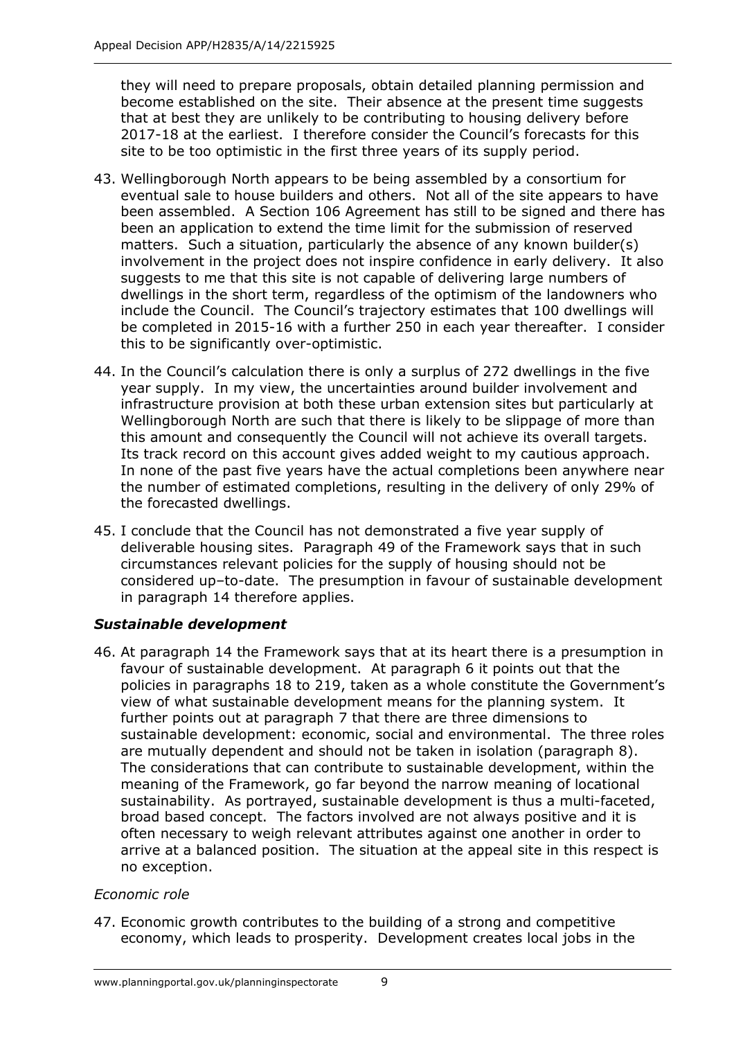they will need to prepare proposals, obtain detailed planning permission and become established on the site. Their absence at the present time suggests that at best they are unlikely to be contributing to housing delivery before 2017-18 at the earliest. I therefore consider the Council's forecasts for this site to be too optimistic in the first three years of its supply period.

43. Wellingborough North appears to be being assembled by a consortium for eventual sale to house builders and others. Not all of the site appears to have been assembled. A Section 106 Agreement has still to be signed and there has been an application to extend the time limit for the submission of reserved matters. Such a situation, particularly the absence of any known builder(s) involvement in the project does not inspire confidence in early delivery. It also suggests to me that this site is not capable of delivering large numbers of dwellings in the short term, regardless of the optimism of the landowners who include the Council. The Council's trajectory estimates that 100 dwellings will be completed in 2015-16 with a further 250 in each year thereafter. I consider this to be significantly over-optimistic.

44. In the Council's calculation there is only a surplus of 272 dwellings in the five year supply. In my view, the uncertainties around builder involvement and infrastructure provision at both these urban extension sites but particularly at Wellingborough North are such that there is likely to be slippage of more than this amount and consequently the Council will not achieve its overall targets. Its track record on this account gives added weight to my cautious approach. In none of the past five years have the actual completions been anywhere near the number of estimated completions, resulting in the delivery of only 29% of the forecasted dwellings.

45. I conclude that the Council has not demonstrated a five year supply of deliverable housing sites. Paragraph 49 of the Framework says that in such circumstances relevant policies for the supply of housing should not be considered up–to-date. The presumption in favour of sustainable development in paragraph 14 therefore applies.

### *Sustainable development*

46. At paragraph 14 the Framework says that at its heart there is a presumption in favour of sustainable development. At paragraph 6 it points out that the policies in paragraphs 18 to 219, taken as a whole constitute the Government's view of what sustainable development means for the planning system. It further points out at paragraph 7 that there are three dimensions to sustainable development: economic, social and environmental. The three roles are mutually dependent and should not be taken in isolation (paragraph 8). The considerations that can contribute to sustainable development, within the meaning of the Framework, go far beyond the narrow meaning of locational sustainability. As portrayed, sustainable development is thus a multi-faceted, broad based concept. The factors involved are not always positive and it is often necessary to weigh relevant attributes against one another in order to arrive at a balanced position. The situation at the appeal site in this respect is no exception.

*Economic role*

47. Economic growth contributes to the building of a strong and competitive economy, which leads to prosperity. Development creates local jobs in the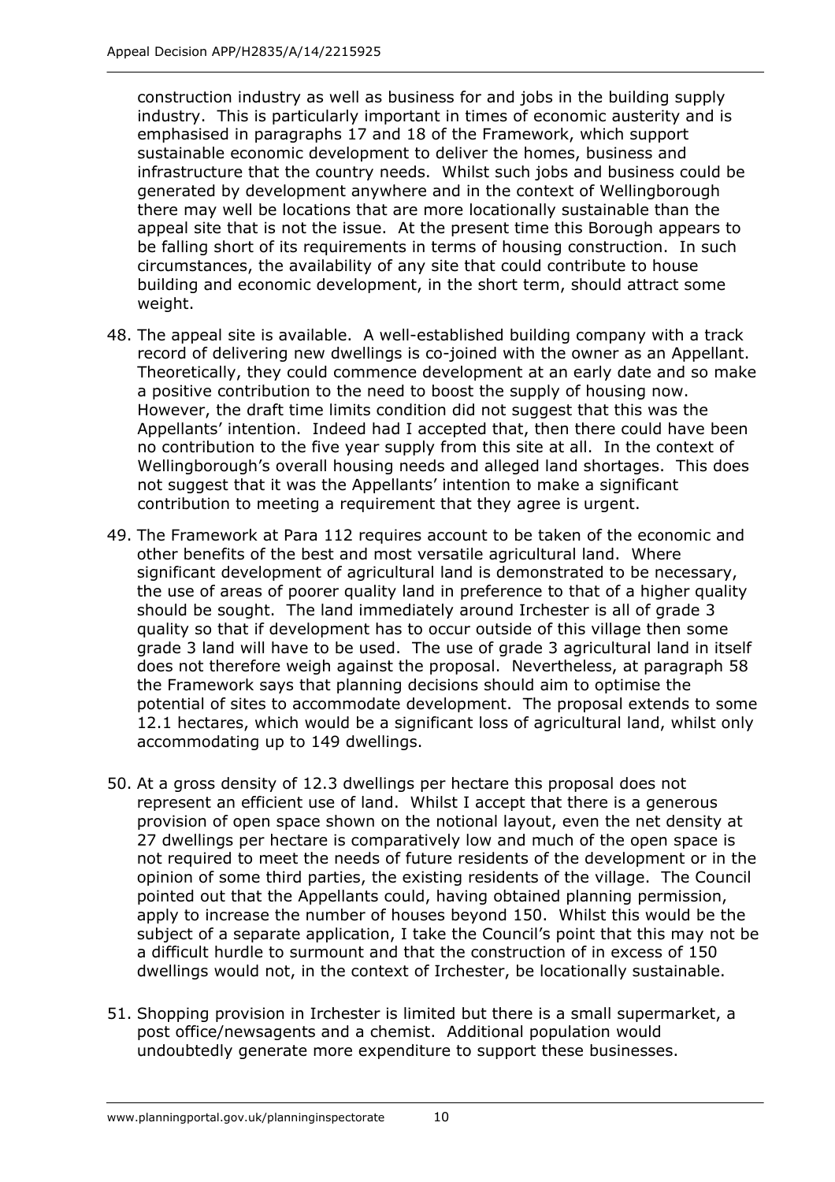construction industry as well as business for and jobs in the building supply industry. This is particularly important in times of economic austerity and is emphasised in paragraphs 17 and 18 of the Framework, which support sustainable economic development to deliver the homes, business and infrastructure that the country needs. Whilst such jobs and business could be generated by development anywhere and in the context of Wellingborough there may well be locations that are more locationally sustainable than the appeal site that is not the issue. At the present time this Borough appears to be falling short of its requirements in terms of housing construction. In such circumstances, the availability of any site that could contribute to house building and economic development, in the short term, should attract some weight.

48. The appeal site is available. A well-established building company with a track record of delivering new dwellings is co-joined with the owner as an Appellant. Theoretically, they could commence development at an early date and so make a positive contribution to the need to boost the supply of housing now. However, the draft time limits condition did not suggest that this was the Appellants' intention. Indeed had I accepted that, then there could have been no contribution to the five year supply from this site at all. In the context of Wellingborough's overall housing needs and alleged land shortages. This does not suggest that it was the Appellants' intention to make a significant contribution to meeting a requirement that they agree is urgent.

49. The Framework at Para 112 requires account to be taken of the economic and other benefits of the best and most versatile agricultural land. Where significant development of agricultural land is demonstrated to be necessary, the use of areas of poorer quality land in preference to that of a higher quality should be sought. The land immediately around Irchester is all of grade 3 quality so that if development has to occur outside of this village then some grade 3 land will have to be used. The use of grade 3 agricultural land in itself does not therefore weigh against the proposal. Nevertheless, at paragraph 58 the Framework says that planning decisions should aim to optimise the potential of sites to accommodate development. The proposal extends to some 12.1 hectares, which would be a significant loss of agricultural land, whilst only accommodating up to 149 dwellings.

50. At a gross density of 12.3 dwellings per hectare this proposal does not represent an efficient use of land. Whilst I accept that there is a generous provision of open space shown on the notional layout, even the net density at 27 dwellings per hectare is comparatively low and much of the open space is not required to meet the needs of future residents of the development or in the opinion of some third parties, the existing residents of the village. The Council pointed out that the Appellants could, having obtained planning permission, apply to increase the number of houses beyond 150. Whilst this would be the subject of a separate application, I take the Council's point that this may not be a difficult hurdle to surmount and that the construction of in excess of 150 dwellings would not, in the context of Irchester, be locationally sustainable.

51. Shopping provision in Irchester is limited but there is a small supermarket, a post office/newsagents and a chemist. Additional population would undoubtedly generate more expenditure to support these businesses.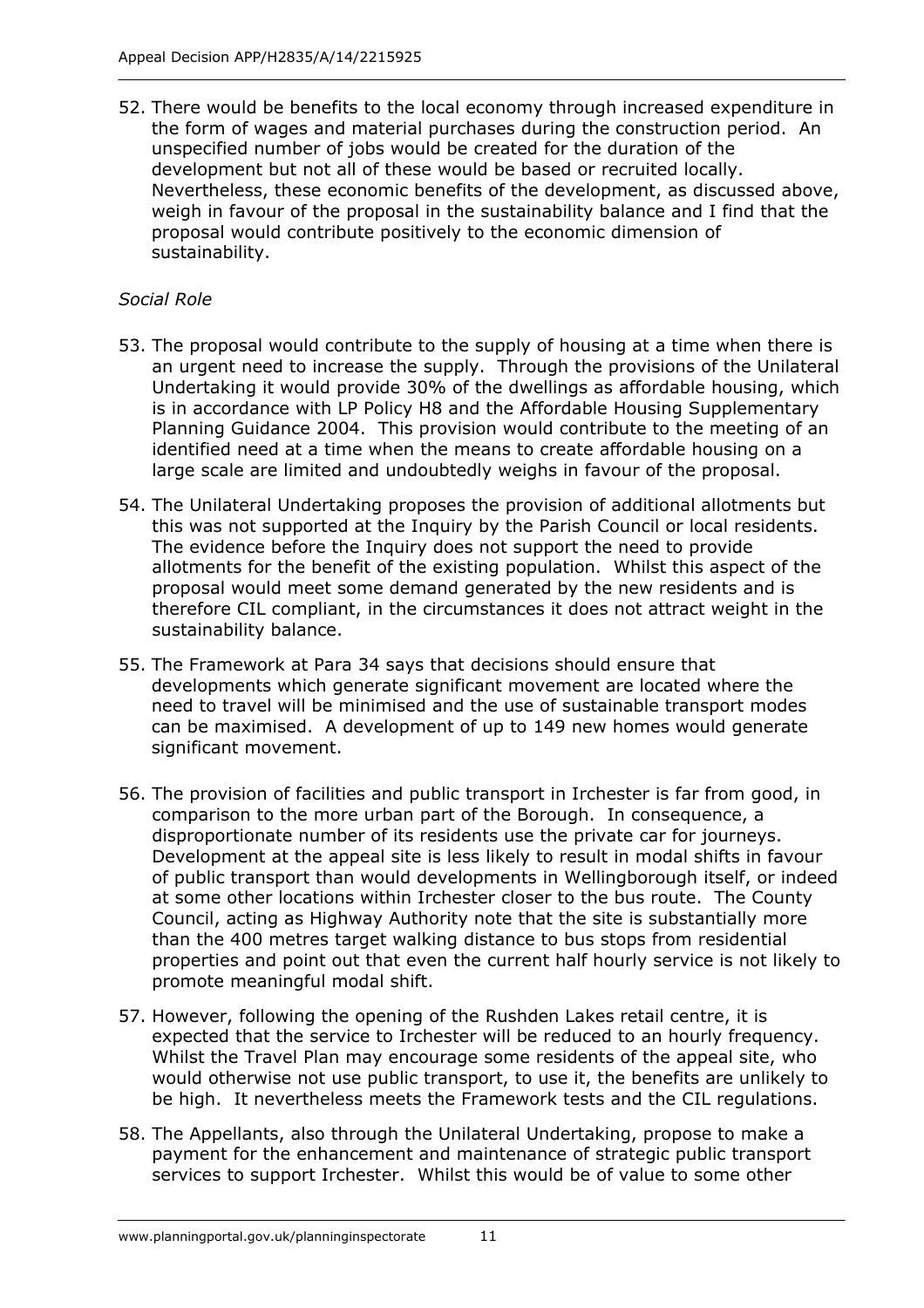52. There would be benefits to the local economy through increased expenditure in the form of wages and material purchases during the construction period. An unspecified number of jobs would be created for the duration of the development but not all of these would be based or recruited locally. Nevertheless, these economic benefits of the development, as discussed above, weigh in favour of the proposal in the sustainability balance and I find that the proposal would contribute positively to the economic dimension of sustainability.

*Social Role*

53. The proposal would contribute to the supply of housing at a time when there is an urgent need to increase the supply. Through the provisions of the Unilateral Undertaking it would provide 30% of the dwellings as affordable housing, which is in accordance with LP Policy H8 and the Affordable Housing Supplementary Planning Guidance 2004. This provision would contribute to the meeting of an identified need at a time when the means to create affordable housing on a large scale are limited and undoubtedly weighs in favour of the proposal.

54. The Unilateral Undertaking proposes the provision of additional allotments but this was not supported at the Inquiry by the Parish Council or local residents. The evidence before the Inquiry does not support the need to provide allotments for the benefit of the existing population. Whilst this aspect of the proposal would meet some demand generated by the new residents and is therefore CIL compliant, in the circumstances it does not attract weight in the sustainability balance.

55. The Framework at Para 34 says that decisions should ensure that developments which generate significant movement are located where the need to travel will be minimised and the use of sustainable transport modes can be maximised. A development of up to 149 new homes would generate significant movement.

56. The provision of facilities and public transport in Irchester is far from good, in comparison to the more urban part of the Borough. In consequence, a disproportionate number of its residents use the private car for journeys. Development at the appeal site is less likely to result in modal shifts in favour of public transport than would developments in Wellingborough itself, or indeed at some other locations within Irchester closer to the bus route. The County Council, acting as Highway Authority note that the site is substantially more than the 400 metres target walking distance to bus stops from residential properties and point out that even the current half hourly service is not likely to promote meaningful modal shift.

57. However, following the opening of the Rushden Lakes retail centre, it is expected that the service to Irchester will be reduced to an hourly frequency. Whilst the Travel Plan may encourage some residents of the appeal site, who would otherwise not use public transport, to use it, the benefits are unlikely to be high. It nevertheless meets the Framework tests and the CIL regulations.

58. The Appellants, also through the Unilateral Undertaking, propose to make a payment for the enhancement and maintenance of strategic public transport services to support Irchester. Whilst this would be of value to some other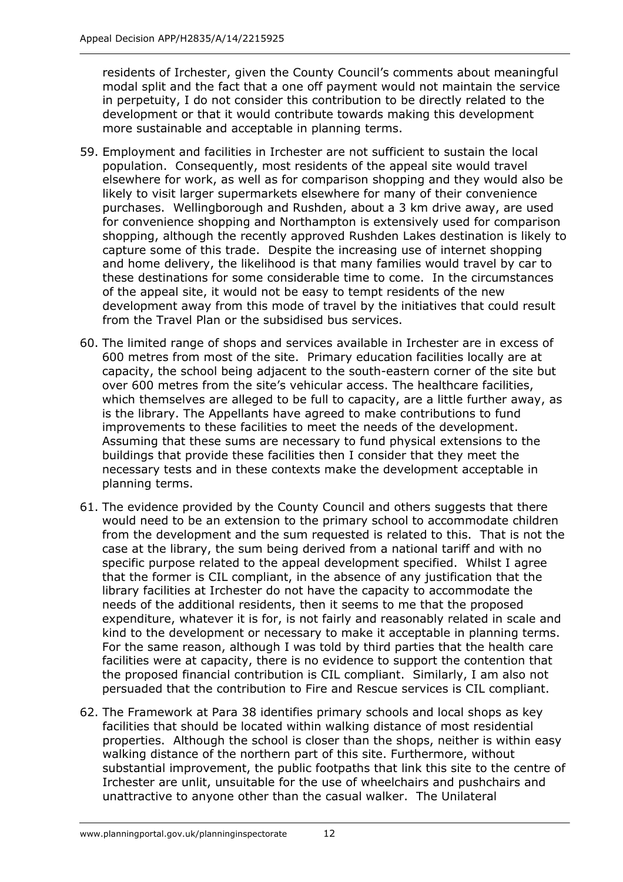residents of Irchester, given the County Council's comments about meaningful modal split and the fact that a one off payment would not maintain the service in perpetuity, I do not consider this contribution to be directly related to the development or that it would contribute towards making this development more sustainable and acceptable in planning terms.

59. Employment and facilities in Irchester are not sufficient to sustain the local population. Consequently, most residents of the appeal site would travel elsewhere for work, as well as for comparison shopping and they would also be likely to visit larger supermarkets elsewhere for many of their convenience purchases. Wellingborough and Rushden, about a 3 km drive away, are used for convenience shopping and Northampton is extensively used for comparison shopping, although the recently approved Rushden Lakes destination is likely to capture some of this trade. Despite the increasing use of internet shopping and home delivery, the likelihood is that many families would travel by car to these destinations for some considerable time to come. In the circumstances of the appeal site, it would not be easy to tempt residents of the new development away from this mode of travel by the initiatives that could result from the Travel Plan or the subsidised bus services.

60. The limited range of shops and services available in Irchester are in excess of 600 metres from most of the site. Primary education facilities locally are at capacity, the school being adjacent to the south-eastern corner of the site but over 600 metres from the site's vehicular access. The healthcare facilities, which themselves are alleged to be full to capacity, are a little further away, as is the library. The Appellants have agreed to make contributions to fund improvements to these facilities to meet the needs of the development. Assuming that these sums are necessary to fund physical extensions to the buildings that provide these facilities then I consider that they meet the necessary tests and in these contexts make the development acceptable in planning terms.

61. The evidence provided by the County Council and others suggests that there would need to be an extension to the primary school to accommodate children from the development and the sum requested is related to this. That is not the case at the library, the sum being derived from a national tariff and with no specific purpose related to the appeal development specified. Whilst I agree that the former is CIL compliant, in the absence of any justification that the library facilities at Irchester do not have the capacity to accommodate the needs of the additional residents, then it seems to me that the proposed expenditure, whatever it is for, is not fairly and reasonably related in scale and kind to the development or necessary to make it acceptable in planning terms. For the same reason, although I was told by third parties that the health care facilities were at capacity, there is no evidence to support the contention that the proposed financial contribution is CIL compliant. Similarly, I am also not persuaded that the contribution to Fire and Rescue services is CIL compliant.

62. The Framework at Para 38 identifies primary schools and local shops as key facilities that should be located within walking distance of most residential properties. Although the school is closer than the shops, neither is within easy walking distance of the northern part of this site. Furthermore, without substantial improvement, the public footpaths that link this site to the centre of Irchester are unlit, unsuitable for the use of wheelchairs and pushchairs and unattractive to anyone other than the casual walker. The Unilateral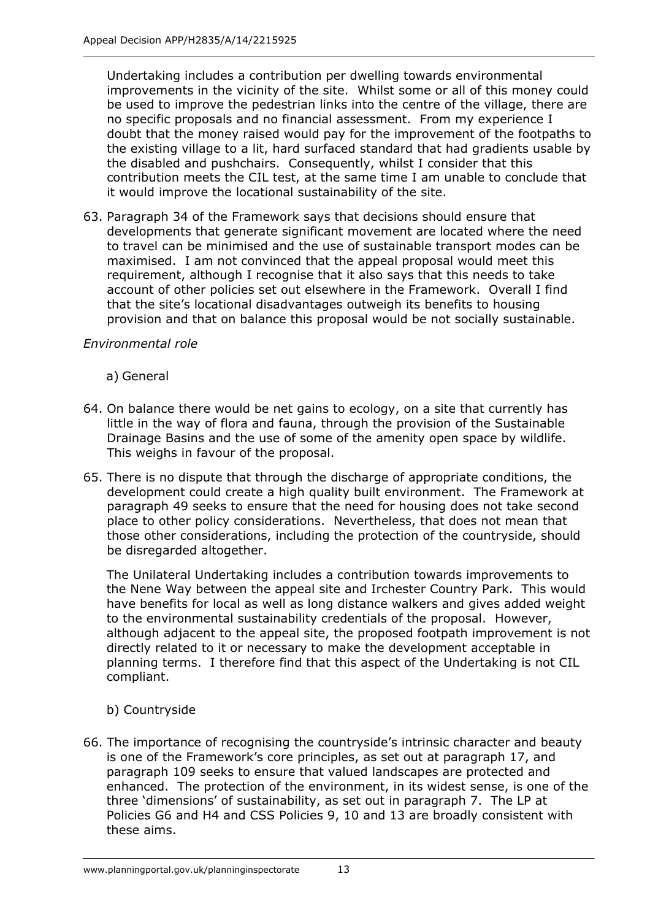Undertaking includes a contribution per dwelling towards environmental improvements in the vicinity of the site. Whilst some or all of this money could be used to improve the pedestrian links into the centre of the village, there are no specific proposals and no financial assessment. From my experience I doubt that the money raised would pay for the improvement of the footpaths to the existing village to a lit, hard surfaced standard that had gradients usable by the disabled and pushchairs. Consequently, whilst I consider that this contribution meets the CIL test, at the same time I am unable to conclude that it would improve the locational sustainability of the site.

63. Paragraph 34 of the Framework says that decisions should ensure that developments that generate significant movement are located where the need to travel can be minimised and the use of sustainable transport modes can be maximised. I am not convinced that the appeal proposal would meet this requirement, although I recognise that it also says that this needs to take account of other policies set out elsewhere in the Framework. Overall I find that the site's locational disadvantages outweigh its benefits to housing provision and that on balance this proposal would be not socially sustainable.

*Environmental role*

a) General

64. On balance there would be net gains to ecology, on a site that currently has little in the way of flora and fauna, through the provision of the Sustainable Drainage Basins and the use of some of the amenity open space by wildlife. This weighs in favour of the proposal.

65. There is no dispute that through the discharge of appropriate conditions, the development could create a high quality built environment. The Framework at paragraph 49 seeks to ensure that the need for housing does not take second place to other policy considerations. Nevertheless, that does not mean that those other considerations, including the protection of the countryside, should be disregarded altogether.

The Unilateral Undertaking includes a contribution towards improvements to the Nene Way between the appeal site and Irchester Country Park. This would have benefits for local as well as long distance walkers and gives added weight to the environmental sustainability credentials of the proposal. However, although adjacent to the appeal site, the proposed footpath improvement is not directly related to it or necessary to make the development acceptable in planning terms. I therefore find that this aspect of the Undertaking is not CIL compliant.

b) Countryside

66. The importance of recognising the countryside's intrinsic character and beauty is one of the Framework's core principles, as set out at paragraph 17, and paragraph 109 seeks to ensure that valued landscapes are protected and enhanced. The protection of the environment, in its widest sense, is one of the three 'dimensions' of sustainability, as set out in paragraph 7. The LP at Policies G6 and H4 and CSS Policies 9, 10 and 13 are broadly consistent with these aims.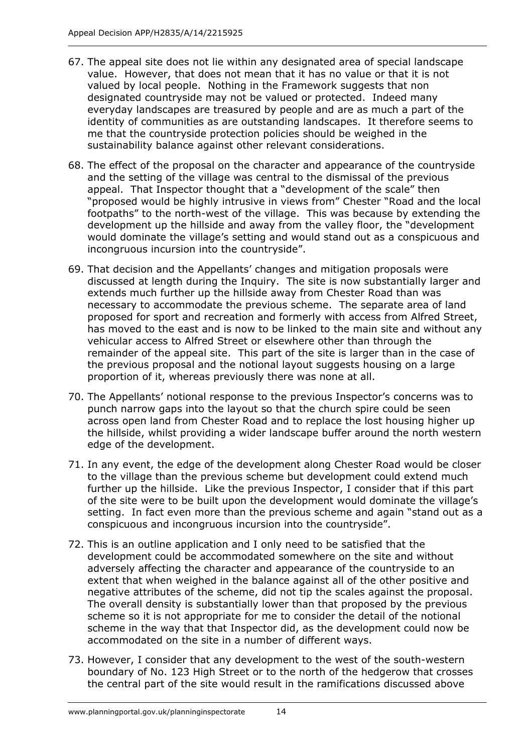67. The appeal site does not lie within any designated area of special landscape value. However, that does not mean that it has no value or that it is not valued by local people. Nothing in the Framework suggests that non designated countryside may not be valued or protected. Indeed many everyday landscapes are treasured by people and are as much a part of the identity of communities as are outstanding landscapes. It therefore seems to me that the countryside protection policies should be weighed in the sustainability balance against other relevant considerations.

68. The effect of the proposal on the character and appearance of the countryside and the setting of the village was central to the dismissal of the previous appeal. That Inspector thought that a "development of the scale" then "proposed would be highly intrusive in views from" Chester "Road and the local footpaths" to the north-west of the village. This was because by extending the development up the hillside and away from the valley floor, the "development would dominate the village's setting and would stand out as a conspicuous and incongruous incursion into the countryside".

69. That decision and the Appellants' changes and mitigation proposals were discussed at length during the Inquiry. The site is now substantially larger and extends much further up the hillside away from Chester Road than was necessary to accommodate the previous scheme. The separate area of land proposed for sport and recreation and formerly with access from Alfred Street, has moved to the east and is now to be linked to the main site and without any vehicular access to Alfred Street or elsewhere other than through the remainder of the appeal site. This part of the site is larger than in the case of the previous proposal and the notional layout suggests housing on a large proportion of it, whereas previously there was none at all.

70. The Appellants' notional response to the previous Inspector's concerns was to punch narrow gaps into the layout so that the church spire could be seen across open land from Chester Road and to replace the lost housing higher up the hillside, whilst providing a wider landscape buffer around the north western edge of the development.

71. In any event, the edge of the development along Chester Road would be closer to the village than the previous scheme but development could extend much further up the hillside. Like the previous Inspector, I consider that if this part of the site were to be built upon the development would dominate the village's setting. In fact even more than the previous scheme and again "stand out as a conspicuous and incongruous incursion into the countryside".

72. This is an outline application and I only need to be satisfied that the development could be accommodated somewhere on the site and without adversely affecting the character and appearance of the countryside to an extent that when weighed in the balance against all of the other positive and negative attributes of the scheme, did not tip the scales against the proposal. The overall density is substantially lower than that proposed by the previous scheme so it is not appropriate for me to consider the detail of the notional scheme in the way that that Inspector did, as the development could now be accommodated on the site in a number of different ways.

73. However, I consider that any development to the west of the south-western boundary of No. 123 High Street or to the north of the hedgerow that crosses the central part of the site would result in the ramifications discussed above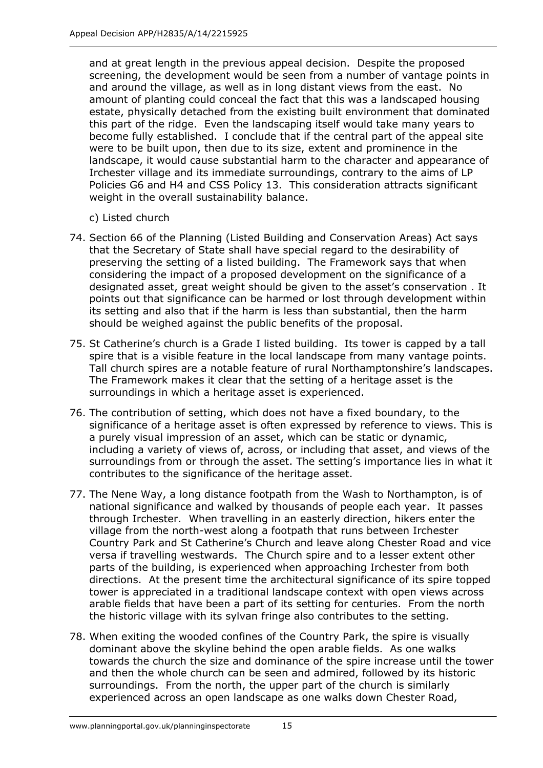and at great length in the previous appeal decision. Despite the proposed screening, the development would be seen from a number of vantage points in and around the village, as well as in long distant views from the east. No amount of planting could conceal the fact that this was a landscaped housing estate, physically detached from the existing built environment that dominated this part of the ridge. Even the landscaping itself would take many years to become fully established. I conclude that if the central part of the appeal site were to be built upon, then due to its size, extent and prominence in the landscape, it would cause substantial harm to the character and appearance of Irchester village and its immediate surroundings, contrary to the aims of LP Policies G6 and H4 and CSS Policy 13. This consideration attracts significant weight in the overall sustainability balance.

c) Listed church

74. Section 66 of the Planning (Listed Building and Conservation Areas) Act says that the Secretary of State shall have special regard to the desirability of preserving the setting of a listed building. The Framework says that when considering the impact of a proposed development on the significance of a designated asset, great weight should be given to the asset's conservation . It points out that significance can be harmed or lost through development within its setting and also that if the harm is less than substantial, then the harm should be weighed against the public benefits of the proposal.

75. St Catherine's church is a Grade I listed building. Its tower is capped by a tall spire that is a visible feature in the local landscape from many vantage points. Tall church spires are a notable feature of rural Northamptonshire's landscapes. The Framework makes it clear that the setting of a heritage asset is the surroundings in which a heritage asset is experienced.

76. The contribution of setting, which does not have a fixed boundary, to the significance of a heritage asset is often expressed by reference to views. This is a purely visual impression of an asset, which can be static or dynamic, including a variety of views of, across, or including that asset, and views of the surroundings from or through the asset. The setting's importance lies in what it contributes to the significance of the heritage asset.

77. The Nene Way, a long distance footpath from the Wash to Northampton, is of national significance and walked by thousands of people each year. It passes through Irchester. When travelling in an easterly direction, hikers enter the village from the north-west along a footpath that runs between Irchester Country Park and St Catherine's Church and leave along Chester Road and vice versa if travelling westwards. The Church spire and to a lesser extent other parts of the building, is experienced when approaching Irchester from both directions. At the present time the architectural significance of its spire topped tower is appreciated in a traditional landscape context with open views across arable fields that have been a part of its setting for centuries. From the north the historic village with its sylvan fringe also contributes to the setting.

78. When exiting the wooded confines of the Country Park, the spire is visually dominant above the skyline behind the open arable fields. As one walks towards the church the size and dominance of the spire increase until the tower and then the whole church can be seen and admired, followed by its historic surroundings. From the north, the upper part of the church is similarly experienced across an open landscape as one walks down Chester Road,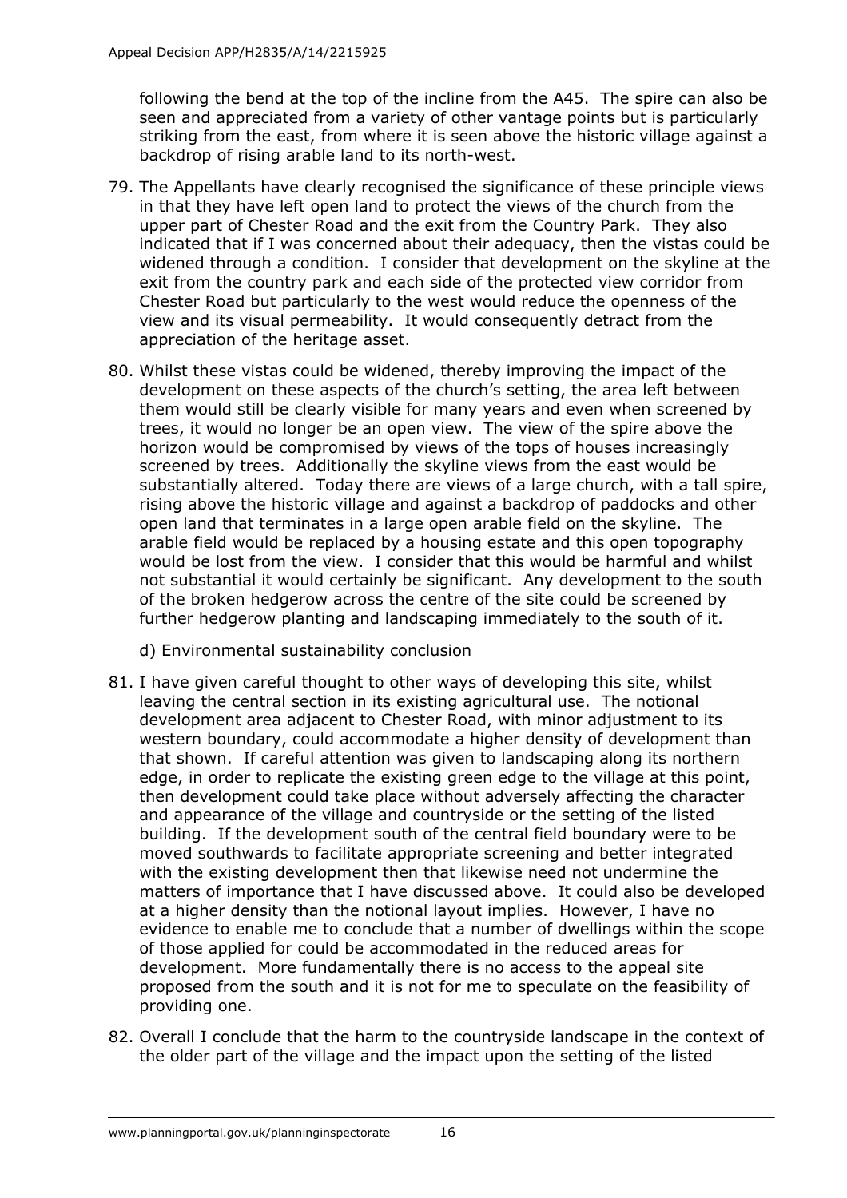following the bend at the top of the incline from the A45. The spire can also be seen and appreciated from a variety of other vantage points but is particularly striking from the east, from where it is seen above the historic village against a backdrop of rising arable land to its north-west.

79. The Appellants have clearly recognised the significance of these principle views in that they have left open land to protect the views of the church from the upper part of Chester Road and the exit from the Country Park. They also indicated that if I was concerned about their adequacy, then the vistas could be widened through a condition. I consider that development on the skyline at the exit from the country park and each side of the protected view corridor from Chester Road but particularly to the west would reduce the openness of the view and its visual permeability. It would consequently detract from the appreciation of the heritage asset.

80. Whilst these vistas could be widened, thereby improving the impact of the development on these aspects of the church's setting, the area left between them would still be clearly visible for many years and even when screened by trees, it would no longer be an open view. The view of the spire above the horizon would be compromised by views of the tops of houses increasingly screened by trees. Additionally the skyline views from the east would be substantially altered. Today there are views of a large church, with a tall spire, rising above the historic village and against a backdrop of paddocks and other open land that terminates in a large open arable field on the skyline. The arable field would be replaced by a housing estate and this open topography would be lost from the view. I consider that this would be harmful and whilst not substantial it would certainly be significant. Any development to the south of the broken hedgerow across the centre of the site could be screened by further hedgerow planting and landscaping immediately to the south of it.

d) Environmental sustainability conclusion

81. I have given careful thought to other ways of developing this site, whilst leaving the central section in its existing agricultural use. The notional development area adjacent to Chester Road, with minor adjustment to its western boundary, could accommodate a higher density of development than that shown. If careful attention was given to landscaping along its northern edge, in order to replicate the existing green edge to the village at this point, then development could take place without adversely affecting the character and appearance of the village and countryside or the setting of the listed building. If the development south of the central field boundary were to be moved southwards to facilitate appropriate screening and better integrated with the existing development then that likewise need not undermine the matters of importance that I have discussed above. It could also be developed at a higher density than the notional layout implies. However, I have no evidence to enable me to conclude that a number of dwellings within the scope of those applied for could be accommodated in the reduced areas for development. More fundamentally there is no access to the appeal site proposed from the south and it is not for me to speculate on the feasibility of providing one.

82. Overall I conclude that the harm to the countryside landscape in the context of the older part of the village and the impact upon the setting of the listed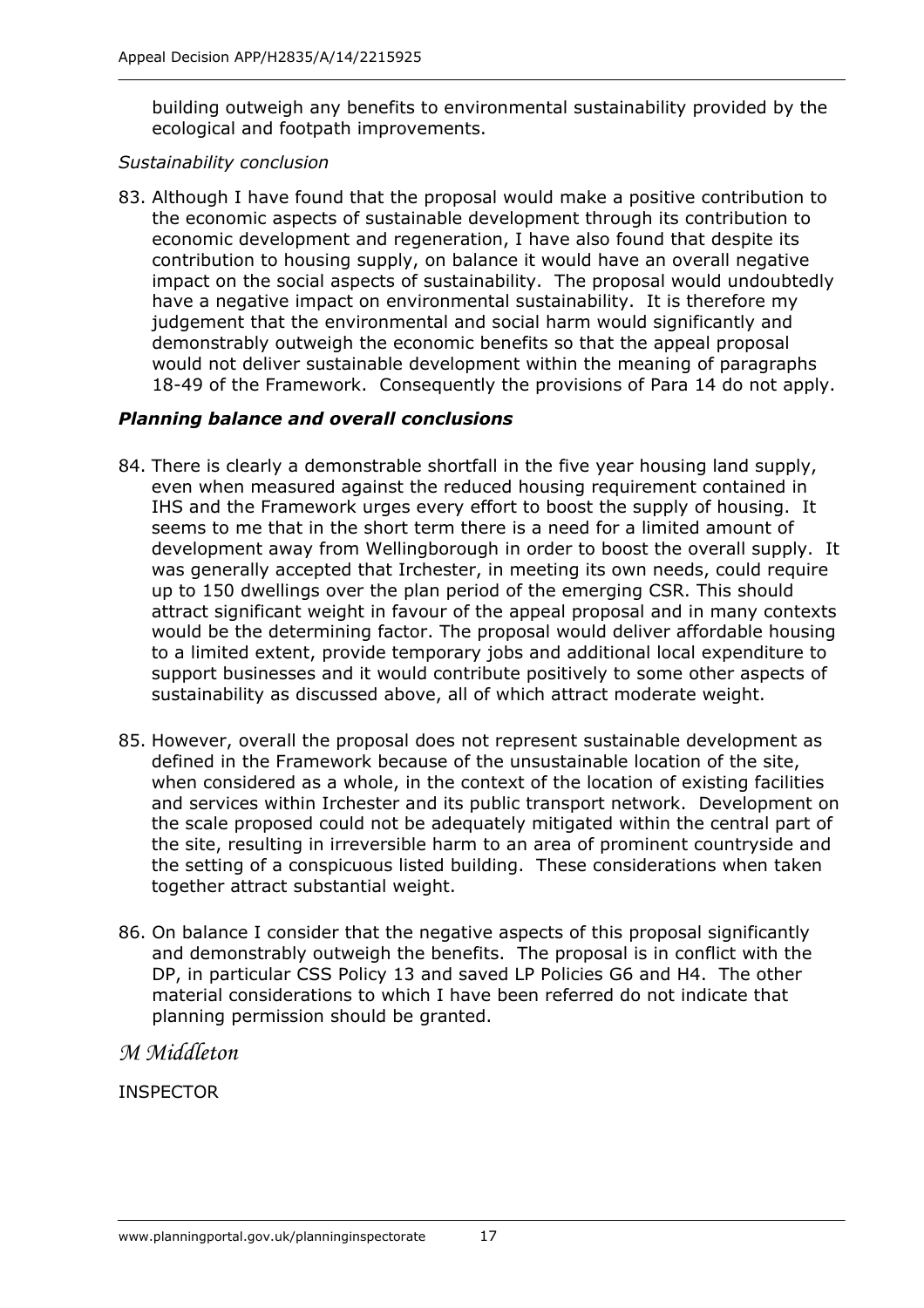building outweigh any benefits to environmental sustainability provided by the ecological and footpath improvements.

*Sustainability conclusion*

83. Although I have found that the proposal would make a positive contribution to the economic aspects of sustainable development through its contribution to economic development and regeneration, I have also found that despite its contribution to housing supply, on balance it would have an overall negative impact on the social aspects of sustainability. The proposal would undoubtedly have a negative impact on environmental sustainability. It is therefore my judgement that the environmental and social harm would significantly and demonstrably outweigh the economic benefits so that the appeal proposal would not deliver sustainable development within the meaning of paragraphs 18-49 of the Framework. Consequently the provisions of Para 14 do not apply.

### *Planning balance and overall conclusions*

84. There is clearly a demonstrable shortfall in the five year housing land supply, even when measured against the reduced housing requirement contained in IHS and the Framework urges every effort to boost the supply of housing. It seems to me that in the short term there is a need for a limited amount of development away from Wellingborough in order to boost the overall supply. It was generally accepted that Irchester, in meeting its own needs, could require up to 150 dwellings over the plan period of the emerging CSR. This should attract significant weight in favour of the appeal proposal and in many contexts would be the determining factor. The proposal would deliver affordable housing to a limited extent, provide temporary jobs and additional local expenditure to support businesses and it would contribute positively to some other aspects of sustainability as discussed above, all of which attract moderate weight.

85. However, overall the proposal does not represent sustainable development as defined in the Framework because of the unsustainable location of the site, when considered as a whole, in the context of the location of existing facilities and services within Irchester and its public transport network. Development on the scale proposed could not be adequately mitigated within the central part of the site, resulting in irreversible harm to an area of prominent countryside and the setting of a conspicuous listed building. These considerations when taken together attract substantial weight.

86. On balance I consider that the negative aspects of this proposal significantly and demonstrably outweigh the benefits. The proposal is in conflict with the DP, in particular CSS Policy 13 and saved LP Policies G6 and H4. The other material considerations to which I have been referred do not indicate that planning permission should be granted.

*M Middleton*

INSPECTOR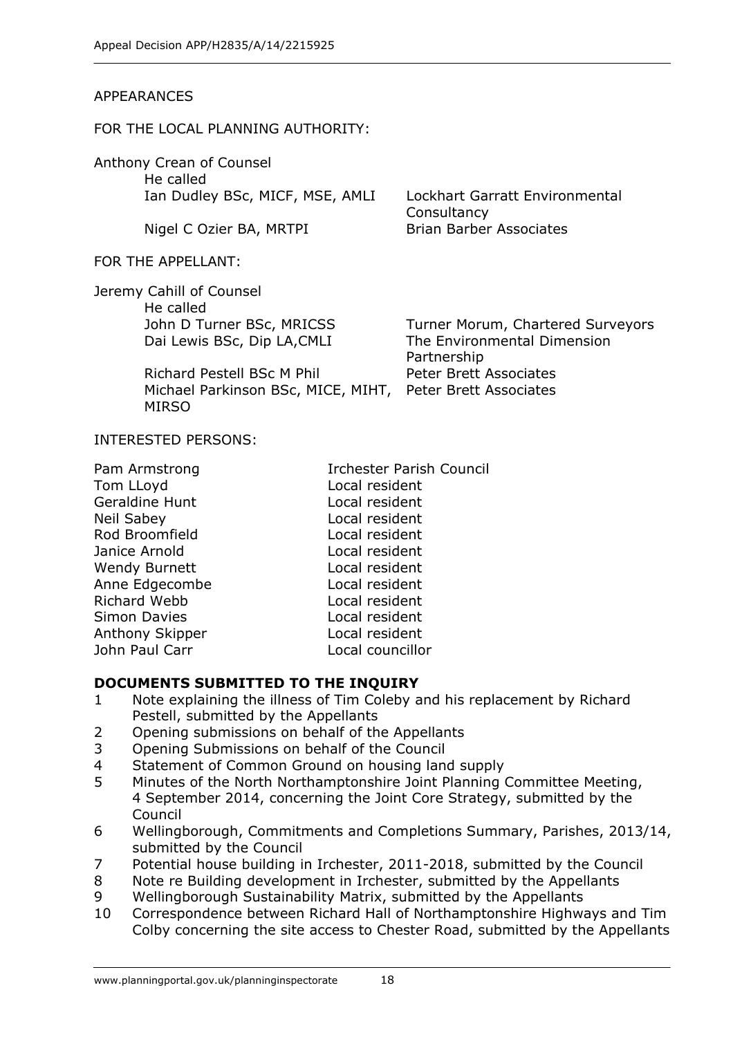APPEARANCES

FOR THE LOCAL PLANNING AUTHORITY:

Anthony Crean of Counsel
He called

| | |
|---|---|
| Ian Dudley BSc, MICF, MSE, AMLI | Lockhart Garratt Environmental Consultancy |
| Nigel C Ozier BA, MRTPI | Brian Barber Associates |

FOR THE APPELLANT:

Jeremy Cahill of Counsel
He called

| | |
|---|---|
| John D Turner BSc, MRICSS | Turner Morum, Chartered Surveyors |
| Dai Lewis BSc, Dip LA,CMLI | The Environmental Dimension Partnership |
| Richard Pestell BSc M Phil | Peter Brett Associates |
| Michael Parkinson BSc, MICE, MIHT, MIRSO | Peter Brett Associates |

INTERESTED PERSONS:

| | |
|---|---|
| Pam Armstrong | Irchester Parish Council |
| Tom LLoyd | Local resident |
| Geraldine Hunt | Local resident |
| Neil Sabey | Local resident |
| Rod Broomfield | Local resident |
| Janice Arnold | Local resident |
| Wendy Burnett | Local resident |
| Anne Edgecombe | Local resident |
| Richard Webb | Local resident |
| Simon Davies | Local resident |
| Anthony Skipper | Local resident |
| John Paul Carr | Local councillor |

**DOCUMENTS SUBMITTED TO THE INQUIRY**

1. Note explaining the illness of Tim Coleby and his replacement by Richard Pestell, submitted by the Appellants
2. Opening submissions on behalf of the Appellants
3. Opening Submissions on behalf of the Council
4. Statement of Common Ground on housing land supply
5. Minutes of the North Northamptonshire Joint Planning Committee Meeting, 4 September 2014, concerning the Joint Core Strategy, submitted by the Council
6. Wellingborough, Commitments and Completions Summary, Parishes, 2013/14, submitted by the Council
7. Potential house building in Irchester, 2011-2018, submitted by the Council
8. Note re Building development in Irchester, submitted by the Appellants
9. Wellingborough Sustainability Matrix, submitted by the Appellants
10. Correspondence between Richard Hall of Northamptonshire Highways and Tim Colby concerning the site access to Chester Road, submitted by the Appellants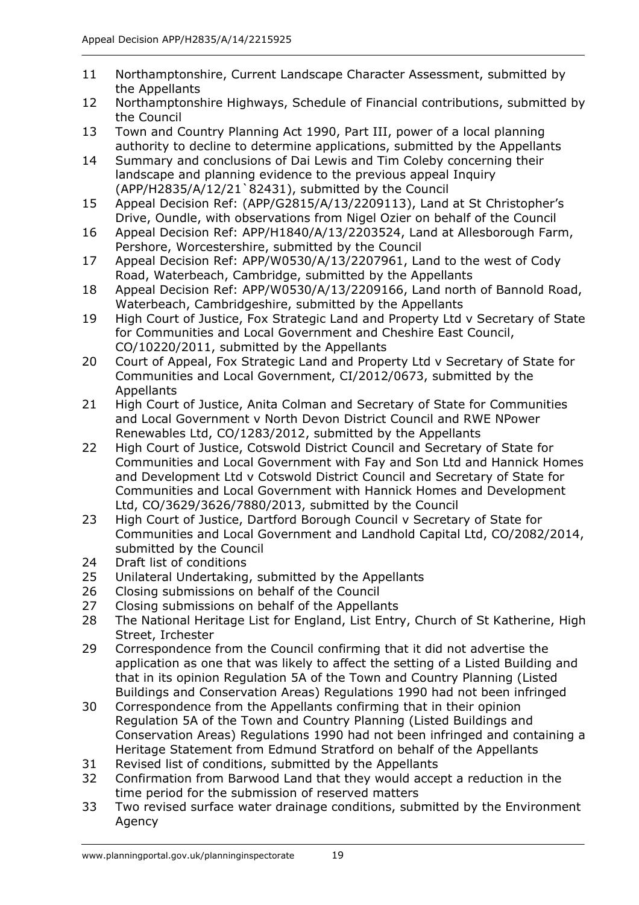11 Northamptonshire, Current Landscape Character Assessment, submitted by the Appellants
12 Northamptonshire Highways, Schedule of Financial contributions, submitted by the Council
13 Town and Country Planning Act 1990, Part III, power of a local planning authority to decline to determine applications, submitted by the Appellants
14 Summary and conclusions of Dai Lewis and Tim Coleby concerning their landscape and planning evidence to the previous appeal Inquiry (APP/H2835/A/12/21`82431), submitted by the Council
15 Appeal Decision Ref: (APP/G2815/A/13/2209113), Land at St Christopher's Drive, Oundle, with observations from Nigel Ozier on behalf of the Council
16 Appeal Decision Ref: APP/H1840/A/13/2203524, Land at Allesborough Farm, Pershore, Worcestershire, submitted by the Council
17 Appeal Decision Ref: APP/W0530/A/13/2207961, Land to the west of Cody Road, Waterbeach, Cambridge, submitted by the Appellants
18 Appeal Decision Ref: APP/W0530/A/13/2209166, Land north of Bannold Road, Waterbeach, Cambridgeshire, submitted by the Appellants
19 High Court of Justice, Fox Strategic Land and Property Ltd v Secretary of State for Communities and Local Government and Cheshire East Council, CO/10220/2011, submitted by the Appellants
20 Court of Appeal, Fox Strategic Land and Property Ltd v Secretary of State for Communities and Local Government, CI/2012/0673, submitted by the Appellants
21 High Court of Justice, Anita Colman and Secretary of State for Communities and Local Government v North Devon District Council and RWE NPower Renewables Ltd, CO/1283/2012, submitted by the Appellants
22 High Court of Justice, Cotswold District Council and Secretary of State for Communities and Local Government with Fay and Son Ltd and Hannick Homes and Development Ltd v Cotswold District Council and Secretary of State for Communities and Local Government with Hannick Homes and Development Ltd, CO/3629/3626/7880/2013, submitted by the Council
23 High Court of Justice, Dartford Borough Council v Secretary of State for Communities and Local Government and Landhold Capital Ltd, CO/2082/2014, submitted by the Council
24 Draft list of conditions
25 Unilateral Undertaking, submitted by the Appellants
26 Closing submissions on behalf of the Council
27 Closing submissions on behalf of the Appellants
28 The National Heritage List for England, List Entry, Church of St Katherine, High Street, Irchester
29 Correspondence from the Council confirming that it did not advertise the application as one that was likely to affect the setting of a Listed Building and that in its opinion Regulation 5A of the Town and Country Planning (Listed Buildings and Conservation Areas) Regulations 1990 had not been infringed
30 Correspondence from the Appellants confirming that in their opinion Regulation 5A of the Town and Country Planning (Listed Buildings and Conservation Areas) Regulations 1990 had not been infringed and containing a Heritage Statement from Edmund Stratford on behalf of the Appellants
31 Revised list of conditions, submitted by the Appellants
32 Confirmation from Barwood Land that they would accept a reduction in the time period for the submission of reserved matters
33 Two revised surface water drainage conditions, submitted by the Environment Agency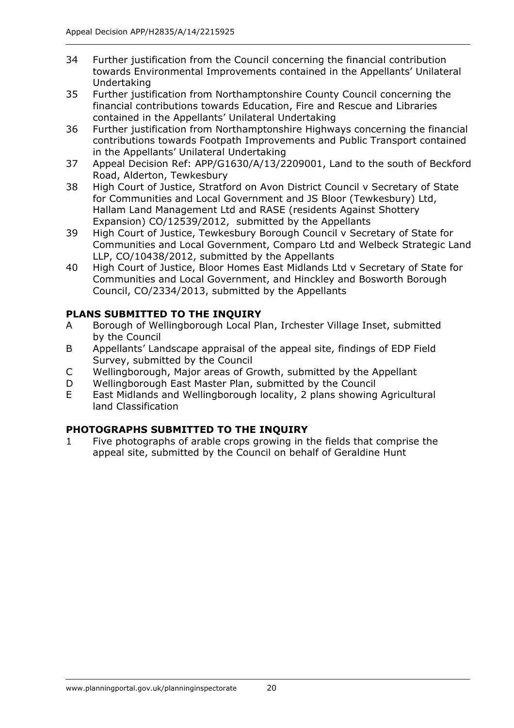34 Further justification from the Council concerning the financial contribution towards Environmental Improvements contained in the Appellants' Unilateral Undertaking

35 Further justification from Northamptonshire County Council concerning the financial contributions towards Education, Fire and Rescue and Libraries contained in the Appellants' Unilateral Undertaking

36 Further justification from Northamptonshire Highways concerning the financial contributions towards Footpath Improvements and Public Transport contained in the Appellants' Unilateral Undertaking

37 Appeal Decision Ref: APP/G1630/A/13/2209001, Land to the south of Beckford Road, Alderton, Tewkesbury

38 High Court of Justice, Stratford on Avon District Council v Secretary of State for Communities and Local Government and JS Bloor (Tewkesbury) Ltd, Hallam Land Management Ltd and RASE (residents Against Shottery Expansion) CO/12539/2012, submitted by the Appellants

39 High Court of Justice, Tewkesbury Borough Council v Secretary of State for Communities and Local Government, Comparo Ltd and Welbeck Strategic Land LLP, CO/10438/2012, submitted by the Appellants

40 High Court of Justice, Bloor Homes East Midlands Ltd v Secretary of State for Communities and Local Government, and Hinckley and Bosworth Borough Council, CO/2334/2013, submitted by the Appellants

## PLANS SUBMITTED TO THE INQUIRY

A Borough of Wellingborough Local Plan, Irchester Village Inset, submitted by the Council

B Appellants' Landscape appraisal of the appeal site, findings of EDP Field Survey, submitted by the Council

C Wellingborough, Major areas of Growth, submitted by the Appellant

D Wellingborough East Master Plan, submitted by the Council

E East Midlands and Wellingborough locality, 2 plans showing Agricultural land Classification

## PHOTOGRAPHS SUBMITTED TO THE INQUIRY

1 Five photographs of arable crops growing in the fields that comprise the appeal site, submitted by the Council on behalf of Geraldine Hunt